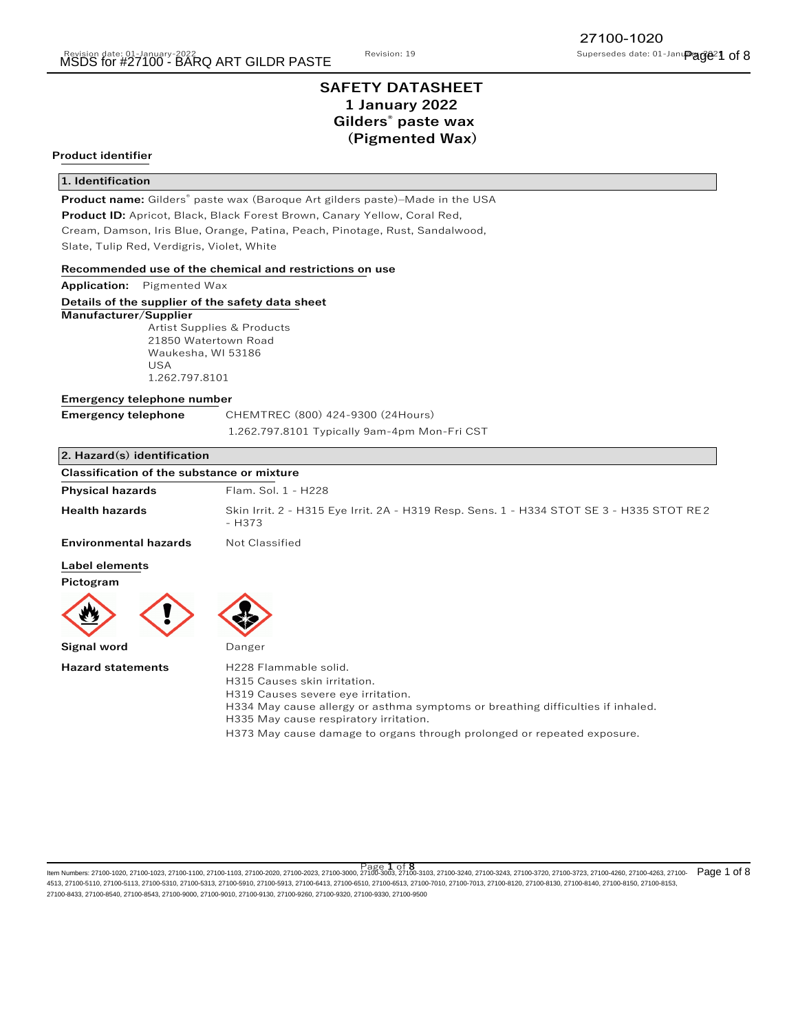# SAFETY DATASHEET
## 1 January 2022
## Gilders® paste wax
## (Pigmented Wax)

**Product identifier**

### 1. Identification

**Product name:** Gilders® paste wax (Baroque Art gilders paste)–Made in the USA

**Product ID:** Apricot, Black, Black Forest Brown, Canary Yellow, Coral Red, Cream, Damson, Iris Blue, Orange, Patina, Peach, Pinotage, Rust, Sandalwood, Slate, Tulip Red, Verdigris, Violet, White

**Recommended use of the chemical and restrictions on use**

**Application:** Pigmented Wax

**Details of the supplier of the safety data sheet**

**Manufacturer/Supplier**

Artist Supplies & Products
21850 Watertown Road
Waukesha, WI 53186
USA
1.262.797.8101

**Emergency telephone number**

| | |
|---|---|
| **Emergency telephone** | CHEMTREC (800) 424-9300 (24Hours) |
| | 1.262.797.8101 Typically 9am-4pm Mon-Fri CST |

### 2. Hazard(s) identification

**Classification of the substance or mixture**

| | |
|---|---|
| **Physical hazards** | Flam. Sol. 1 - H228 |
| **Health hazards** | Skin Irrit. 2 - H315 Eye Irrit. 2A - H319 Resp. Sens. 1 - H334 STOT SE 3 - H335 STOT RE2 - H373 |
| **Environmental hazards** | Not Classified |

**Label elements**

**Pictogram**

**Signal word** Danger

**Hazard statements**

H228 Flammable solid.
H315 Causes skin irritation.
H319 Causes severe eye irritation.
H334 May cause allergy or asthma symptoms or breathing difficulties if inhaled.
H335 May cause respiratory irritation.
H373 May cause damage to organs through prolonged or repeated exposure.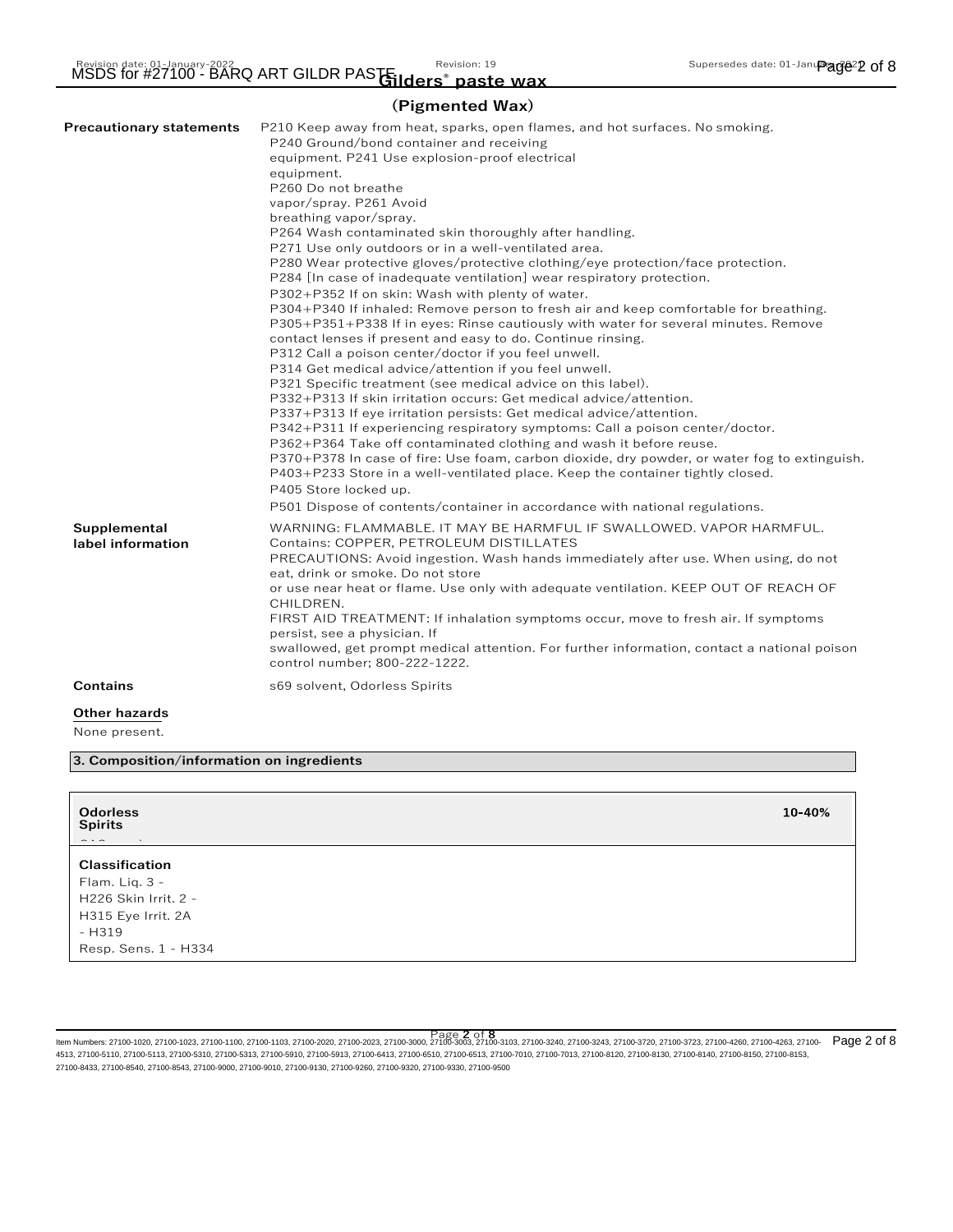# Gilders® paste wax

## (Pigmented Wax)

**Precautionary statements**

P210 Keep away from heat, sparks, open flames, and hot surfaces. No smoking.
P240 Ground/bond container and receiving equipment. P241 Use explosion-proof electrical equipment.
P260 Do not breathe vapor/spray. P261 Avoid breathing vapor/spray.
P264 Wash contaminated skin thoroughly after handling.
P271 Use only outdoors or in a well-ventilated area.
P280 Wear protective gloves/protective clothing/eye protection/face protection.
P284 [In case of inadequate ventilation] wear respiratory protection.
P302+P352 If on skin: Wash with plenty of water.
P304+P340 If inhaled: Remove person to fresh air and keep comfortable for breathing.
P305+P351+P338 If in eyes: Rinse cautiously with water for several minutes. Remove contact lenses if present and easy to do. Continue rinsing.
P312 Call a poison center/doctor if you feel unwell.
P314 Get medical advice/attention if you feel unwell.
P321 Specific treatment (see medical advice on this label).
P332+P313 If skin irritation occurs: Get medical advice/attention.
P337+P313 If eye irritation persists: Get medical advice/attention.
P342+P311 If experiencing respiratory symptoms: Call a poison center/doctor.
P362+P364 Take off contaminated clothing and wash it before reuse.
P370+P378 In case of fire: Use foam, carbon dioxide, dry powder, or water fog to extinguish.
P403+P233 Store in a well-ventilated place. Keep the container tightly closed.
P405 Store locked up.
P501 Dispose of contents/container in accordance with national regulations.

**Supplemental label information**

WARNING: FLAMMABLE. IT MAY BE HARMFUL IF SWALLOWED. VAPOR HARMFUL.
Contains: COPPER, PETROLEUM DISTILLATES
PRECAUTIONS: Avoid ingestion. Wash hands immediately after use. When using, do not eat, drink or smoke. Do not store or use near heat or flame. Use only with adequate ventilation. KEEP OUT OF REACH OF CHILDREN.
FIRST AID TREATMENT: If inhalation symptoms occur, move to fresh air. If symptoms persist, see a physician. If swallowed, get prompt medical attention. For further information, contact a national poison control number; 800-222-1222.

**Contains** s69 solvent, Odorless Spirits

**Other hazards**

None present.

## 3. Composition/information on ingredients

| **Odorless Spirits** | **10-40%** |
|---|---|
| **Classification**<br>Flam. Liq. 3 - H226 Skin Irrit. 2 - H315 Eye Irrit. 2A - H319<br>Resp. Sens. 1 - H334 | |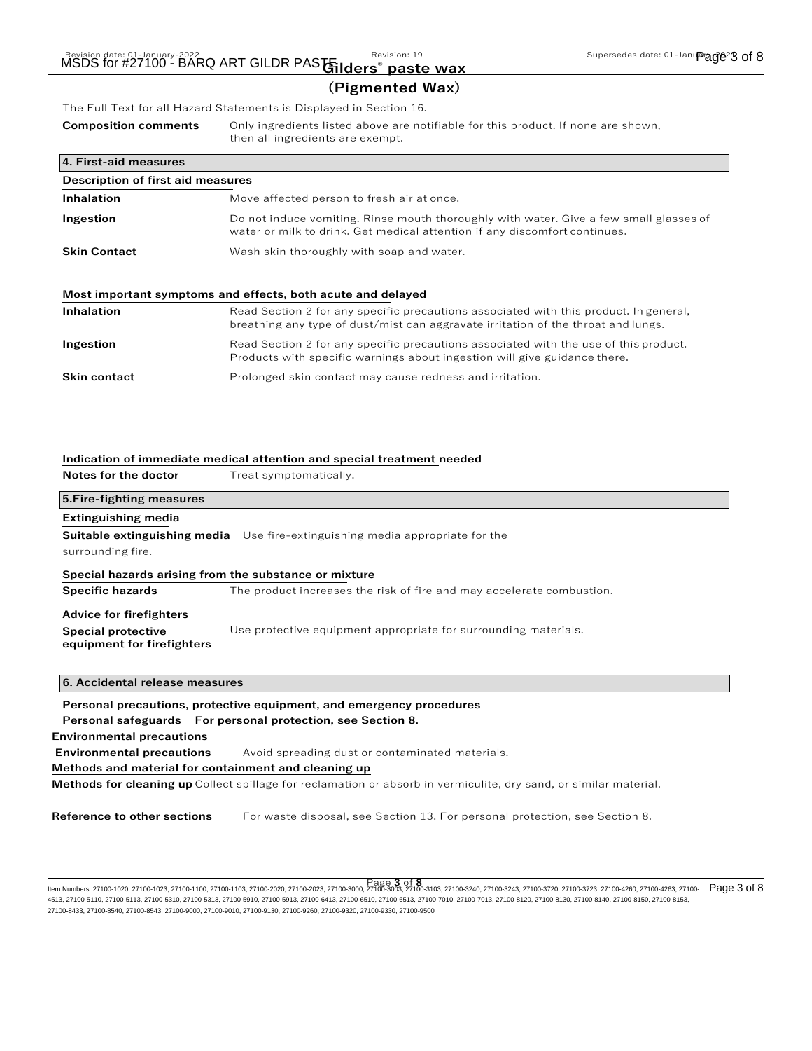**Gilders® paste wax (Pigmented Wax)**

The Full Text for all Hazard Statements is Displayed in Section 16.

**Composition comments** Only ingredients listed above are notifiable for this product. If none are shown, then all ingredients are exempt.

## 4. First-aid measures

### Description of first aid measures

**Inhalation** Move affected person to fresh air at once.

**Ingestion** Do not induce vomiting. Rinse mouth thoroughly with water. Give a few small glasses of water or milk to drink. Get medical attention if any discomfort continues.

**Skin Contact** Wash skin thoroughly with soap and water.

### Most important symptoms and effects, both acute and delayed

**Inhalation** Read Section 2 for any specific precautions associated with this product. In general, breathing any type of dust/mist can aggravate irritation of the throat and lungs.

**Ingestion** Read Section 2 for any specific precautions associated with the use of this product. Products with specific warnings about ingestion will give guidance there.

**Skin contact** Prolonged skin contact may cause redness and irritation.

### Indication of immediate medical attention and special treatment needed

**Notes for the doctor** Treat symptomatically.

## 5.Fire-fighting measures

### Extinguishing media

**Suitable extinguishing media** Use fire-extinguishing media appropriate for the surrounding fire.

### Special hazards arising from the substance or mixture

**Specific hazards** The product increases the risk of fire and may accelerate combustion.

### Advice for firefighters

**Special protective equipment for firefighters** Use protective equipment appropriate for surrounding materials.

## 6. Accidental release measures

**Personal precautions, protective equipment, and emergency procedures**

**Personal safeguards For personal protection, see Section 8.**

### Environmental precautions

**Environmental precautions** Avoid spreading dust or contaminated materials.

### Methods and material for containment and cleaning up

**Methods for cleaning up** Collect spillage for reclamation or absorb in vermiculite, dry sand, or similar material.

**Reference to other sections** For waste disposal, see Section 13. For personal protection, see Section 8.

Item Numbers: 27100-1020, 27100-1023, 27100-1100, 27100-1103, 27100-2020, 27100-2023, 27100-3000, 27100-3003, 27100-3103, 27100-3240, 27100-3243, 27100-3720, 27100-3723, 27100-4260, 27100-4263, 27100-4513, 27100-5110, 27100-5113, 27100-5310, 27100-5313, 27100-5910, 27100-5913, 27100-6413, 27100-6510, 27100-6513, 27100-7010, 27100-7013, 27100-8120, 27100-8130, 27100-8140, 27100-8150, 27100-8153, 27100-8433, 27100-8540, 27100-8543, 27100-9000, 27100-9010, 27100-9130, 27100-9260, 27100-9320, 27100-9330, 27100-9500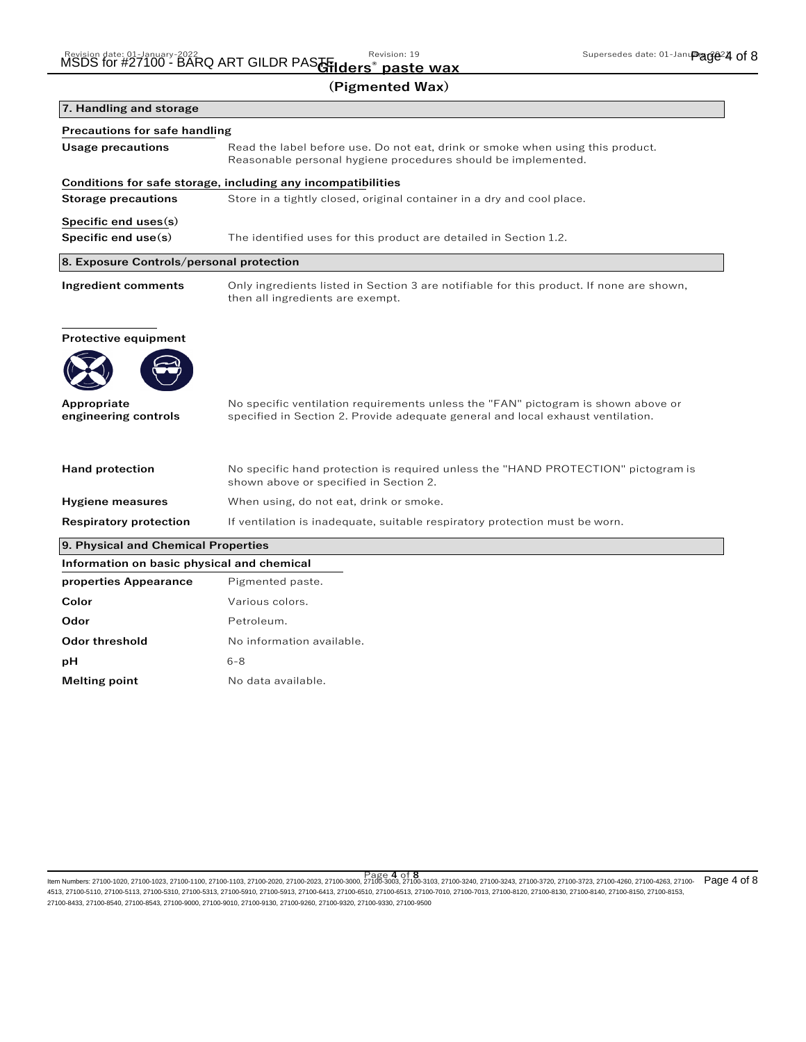## (Pigmented Wax)

## 7. Handling and storage

**Precautions for safe handling**

| | |
|---|---|
| **Usage precautions** | Read the label before use. Do not eat, drink or smoke when using this product. Reasonable personal hygiene procedures should be implemented. |

**Conditions for safe storage, including any incompatibilities**

| | |
|---|---|
| **Storage precautions** | Store in a tightly closed, original container in a dry and cool place. |

**Specific end uses(s)**

| | |
|---|---|
| **Specific end use(s)** | The identified uses for this product are detailed in Section 1.2. |

## 8. Exposure Controls/personal protection

| | |
|---|---|
| **Ingredient comments** | Only ingredients listed in Section 3 are notifiable for this product. If none are shown, then all ingredients are exempt. |

**Protective equipment**

| | |
|---|---|
| **Appropriate engineering controls** | No specific ventilation requirements unless the "FAN" pictogram is shown above or specified in Section 2. Provide adequate general and local exhaust ventilation. |
| **Hand protection** | No specific hand protection is required unless the "HAND PROTECTION" pictogram is shown above or specified in Section 2. |
| **Hygiene measures** | When using, do not eat, drink or smoke. |
| **Respiratory protection** | If ventilation is inadequate, suitable respiratory protection must be worn. |

## 9. Physical and Chemical Properties

**Information on basic physical and chemical properties**

| | |
|---|---|
| **Appearance** | Pigmented paste. |
| **Color** | Various colors. |
| **Odor** | Petroleum. |
| **Odor threshold** | No information available. |
| **pH** | 6-8 |
| **Melting point** | No data available. |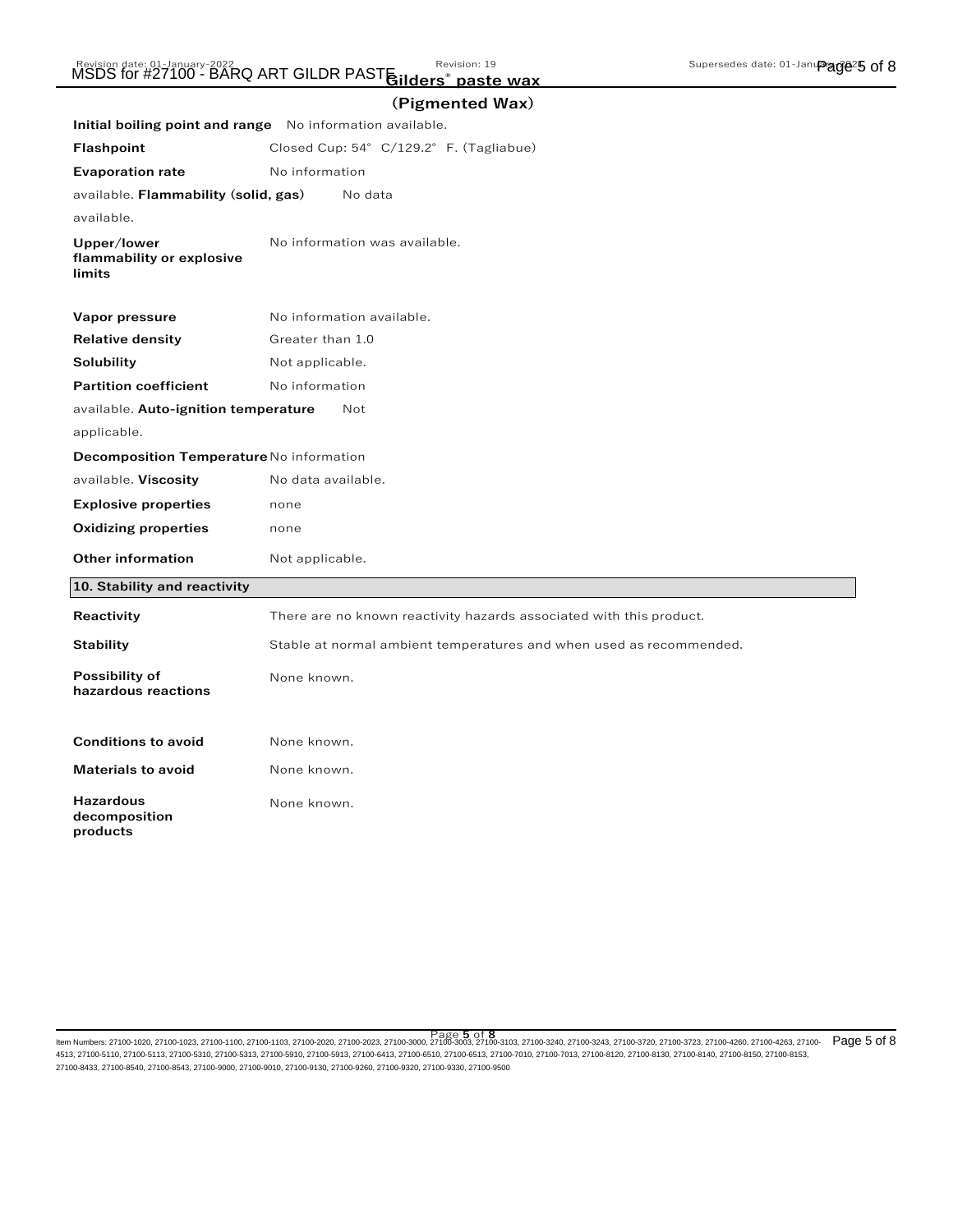| | |
|---|---|
| **Initial boiling point and range** | No information available. |
| **Flashpoint** | Closed Cup: 54° C/129.2° F. (Tagliabue) |
| **Evaporation rate** | No information available. |
| **Flammability (solid, gas)** | No data available. |
| **Upper/lower flammability or explosive limits** | No information was available. |
| **Vapor pressure** | No information available. |
| **Relative density** | Greater than 1.0 |
| **Solubility** | Not applicable. |
| **Partition coefficient** | No information available. |
| **Auto-ignition temperature** | Not applicable. |
| **Decomposition Temperature** | No information available. |
| **Viscosity** | No data available. |
| **Explosive properties** | none |
| **Oxidizing properties** | none |
| **Other information** | Not applicable. |

## 10. Stability and reactivity

| | |
|---|---|
| **Reactivity** | There are no known reactivity hazards associated with this product. |
| **Stability** | Stable at normal ambient temperatures and when used as recommended. |
| **Possibility of hazardous reactions** | None known. |
| **Conditions to avoid** | None known. |
| **Materials to avoid** | None known. |
| **Hazardous decomposition products** | None known. |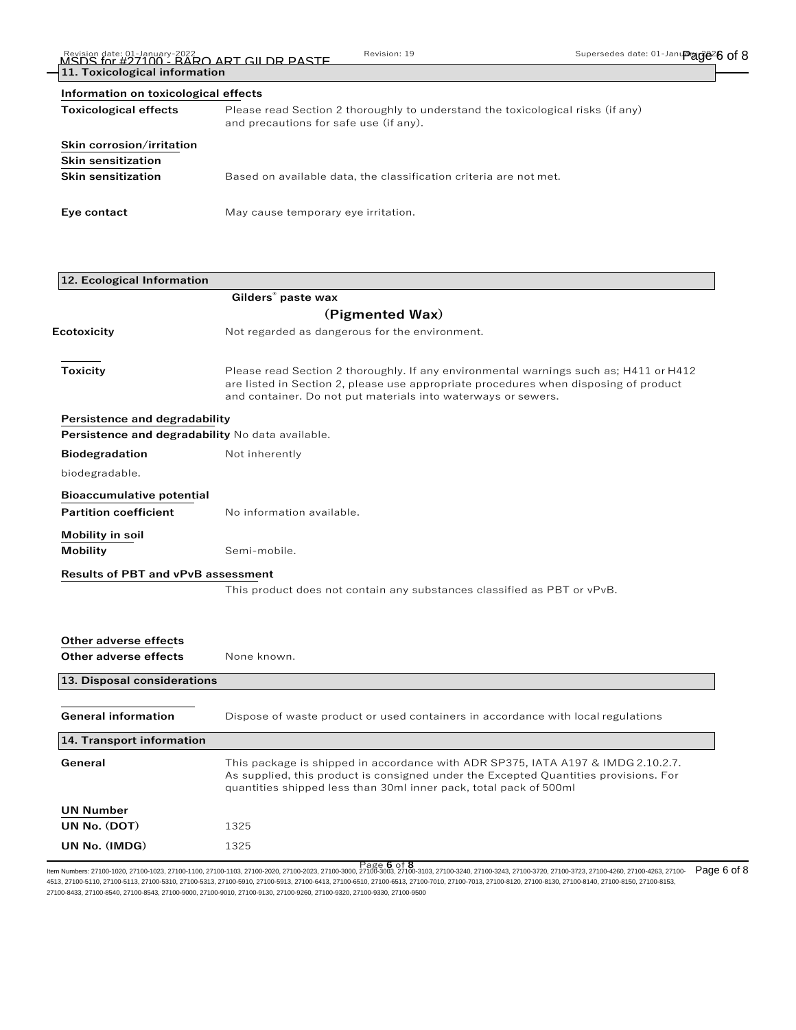## 11. Toxicological information

**Information on toxicological effects**

**Toxicological effects** Please read Section 2 thoroughly to understand the toxicological risks (if any) and precautions for safe use (if any).

**Skin corrosion/irritation**

**Skin sensitization**

**Skin sensitization** Based on available data, the classification criteria are not met.

**Eye contact** May cause temporary eye irritation.

## 12. Ecological Information

**Gilders® paste wax**

**(Pigmented Wax)**

**Ecotoxicity** Not regarded as dangerous for the environment.

**Toxicity** Please read Section 2 thoroughly. If any environmental warnings such as; H411 or H412 are listed in Section 2, please use appropriate procedures when disposing of product and container. Do not put materials into waterways or sewers.

**Persistence and degradability**

**Persistence and degradability** No data available.

**Biodegradation** Not inherently biodegradable.

**Bioaccumulative potential**

**Partition coefficient** No information available.

**Mobility in soil**

**Mobility** Semi-mobile.

**Results of PBT and vPvB assessment**

This product does not contain any substances classified as PBT or vPvB.

**Other adverse effects**

**Other adverse effects** None known.

## 13. Disposal considerations

**General information** Dispose of waste product or used containers in accordance with local regulations

## 14. Transport information

**General** This package is shipped in accordance with ADR SP375, IATA A197 & IMDG 2.10.2.7. As supplied, this product is consigned under the Excepted Quantities provisions. For quantities shipped less than 30ml inner pack, total pack of 500ml

**UN Number**

**UN No. (DOT)** 1325

**UN No. (IMDG)** 1325

Item Numbers: 27100-1020, 27100-1023, 27100-1100, 27100-1103, 27100-2020, 27100-2023, 27100-3000, 27100-3003, 27100-3103, 27100-3240, 27100-3243, 27100-3720, 27100-3723, 27100-4260, 27100-4263, 27100-4513, 27100-5110, 27100-5113, 27100-5310, 27100-5313, 27100-5910, 27100-5913, 27100-6413, 27100-6510, 27100-6513, 27100-7010, 27100-7013, 27100-8120, 27100-8130, 27100-8140, 27100-8150, 27100-8153, 27100-8433, 27100-8540, 27100-8543, 27100-9000, 27100-9010, 27100-9130, 27100-9260, 27100-9320, 27100-9330, 27100-9500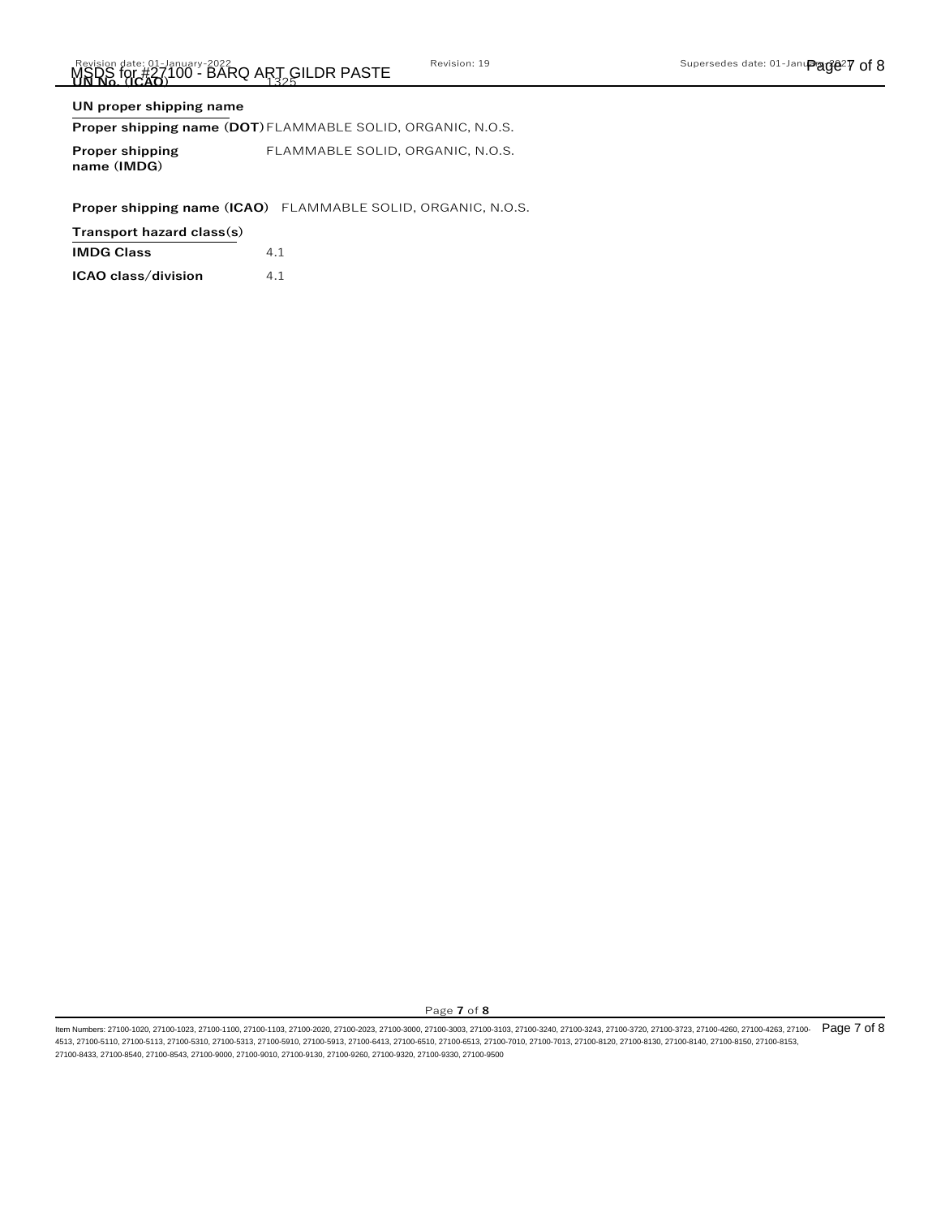**UN No. (ICAO)** 1325

**UN proper shipping name**

**Proper shipping name (DOT)** FLAMMABLE SOLID, ORGANIC, N.O.S.

**Proper shipping name (IMDG)** FLAMMABLE SOLID, ORGANIC, N.O.S.

**Proper shipping name (ICAO)** FLAMMABLE SOLID, ORGANIC, N.O.S.

**Transport hazard class(s)**

**IMDG Class** 4.1

**ICAO class/division** 4.1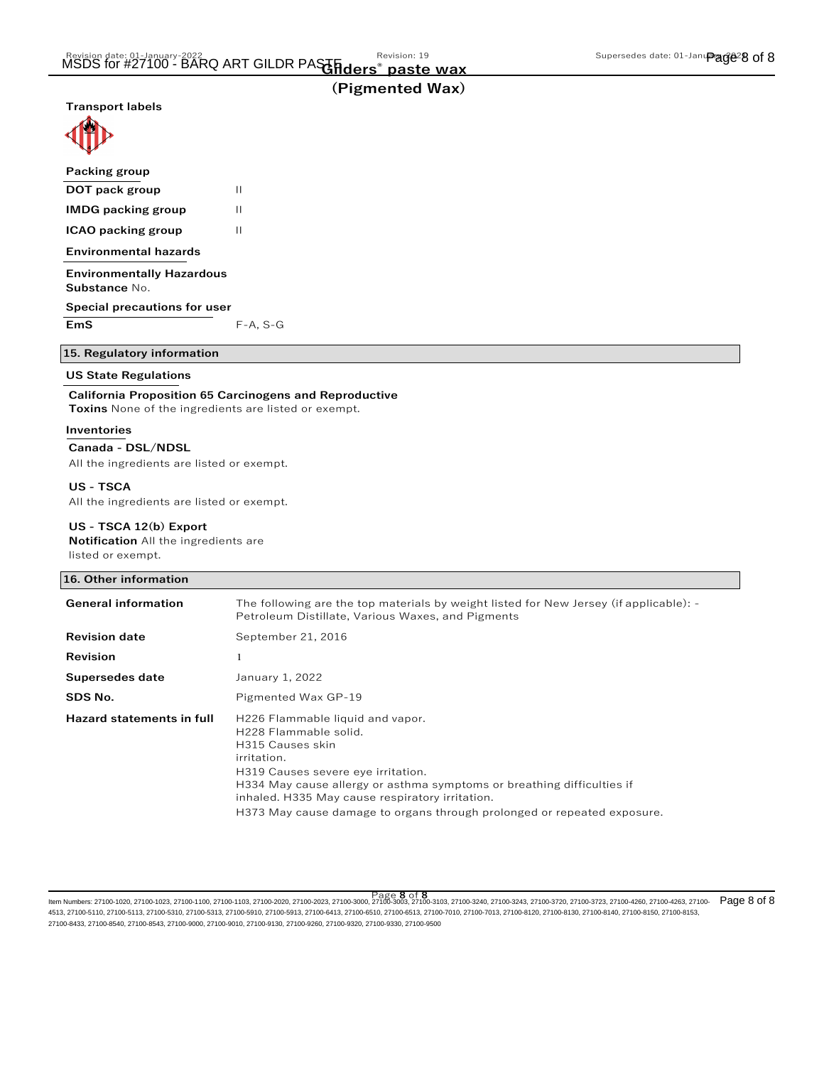**Transport labels**

**Packing group**

| | |
|---|---|
| **DOT pack group** | II |
| **IMDG packing group** | II |
| **ICAO packing group** | II |

**Environmental hazards**

**Environmentally Hazardous Substance** No.

**Special precautions for user**

| | |
|---|---|
| **EmS** | F-A, S-G |

## 15. Regulatory information

**US State Regulations**

**California Proposition 65 Carcinogens and Reproductive Toxins** None of the ingredients are listed or exempt.

**Inventories**

**Canada - DSL/NDSL**

All the ingredients are listed or exempt.

**US - TSCA**

All the ingredients are listed or exempt.

**US - TSCA 12(b) Export Notification** All the ingredients are listed or exempt.

## 16. Other information

| | |
|---|---|
| **General information** | The following are the top materials by weight listed for New Jersey (if applicable): - Petroleum Distillate, Various Waxes, and Pigments |
| **Revision date** | September 21, 2016 |
| **Revision** | 1 |
| **Supersedes date** | January 1, 2022 |
| **SDS No.** | Pigmented Wax GP-19 |
| **Hazard statements in full** | H226 Flammable liquid and vapor.<br>H228 Flammable solid.<br>H315 Causes skin irritation.<br>H319 Causes severe eye irritation.<br>H334 May cause allergy or asthma symptoms or breathing difficulties if inhaled. H335 May cause respiratory irritation.<br>H373 May cause damage to organs through prolonged or repeated exposure. |

Item Numbers: 27100-1020, 27100-1023, 27100-1100, 27100-1103, 27100-2020, 27100-2023, 27100-3000, 27100-3003, 27100-3103, 27100-3240, 27100-3243, 27100-3720, 27100-3723, 27100-4260, 27100-4263, 27100-4513, 27100-5110, 27100-5113, 27100-5310, 27100-5313, 27100-5910, 27100-5913, 27100-6413, 27100-6510, 27100-6513, 27100-7010, 27100-7013, 27100-8120, 27100-8130, 27100-8140, 27100-8150, 27100-8153, 27100-8433, 27100-8540, 27100-8543, 27100-9000, 27100-9010, 27100-9130, 27100-9260, 27100-9320, 27100-9330, 27100-9500